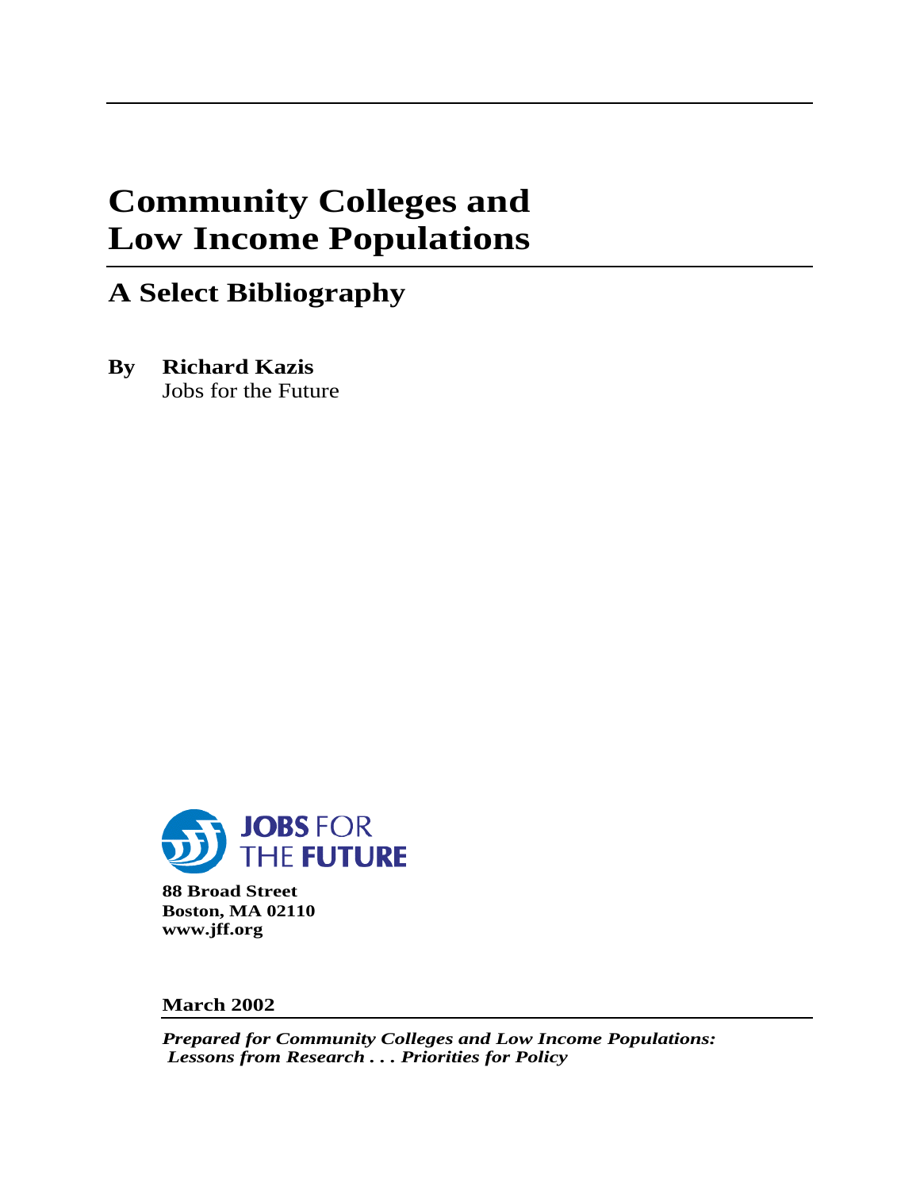# Community Colleges and Low Income Populations

## A Select Bibliography

**By Richard Kazis**
Jobs for the Future

JOBS FOR THE FUTURE

**88 Broad Street**
**Boston, MA 02110**
**www.jff.org**

**March 2002**

***Prepared for Community Colleges and Low Income Populations: Lessons from Research . . . Priorities for Policy***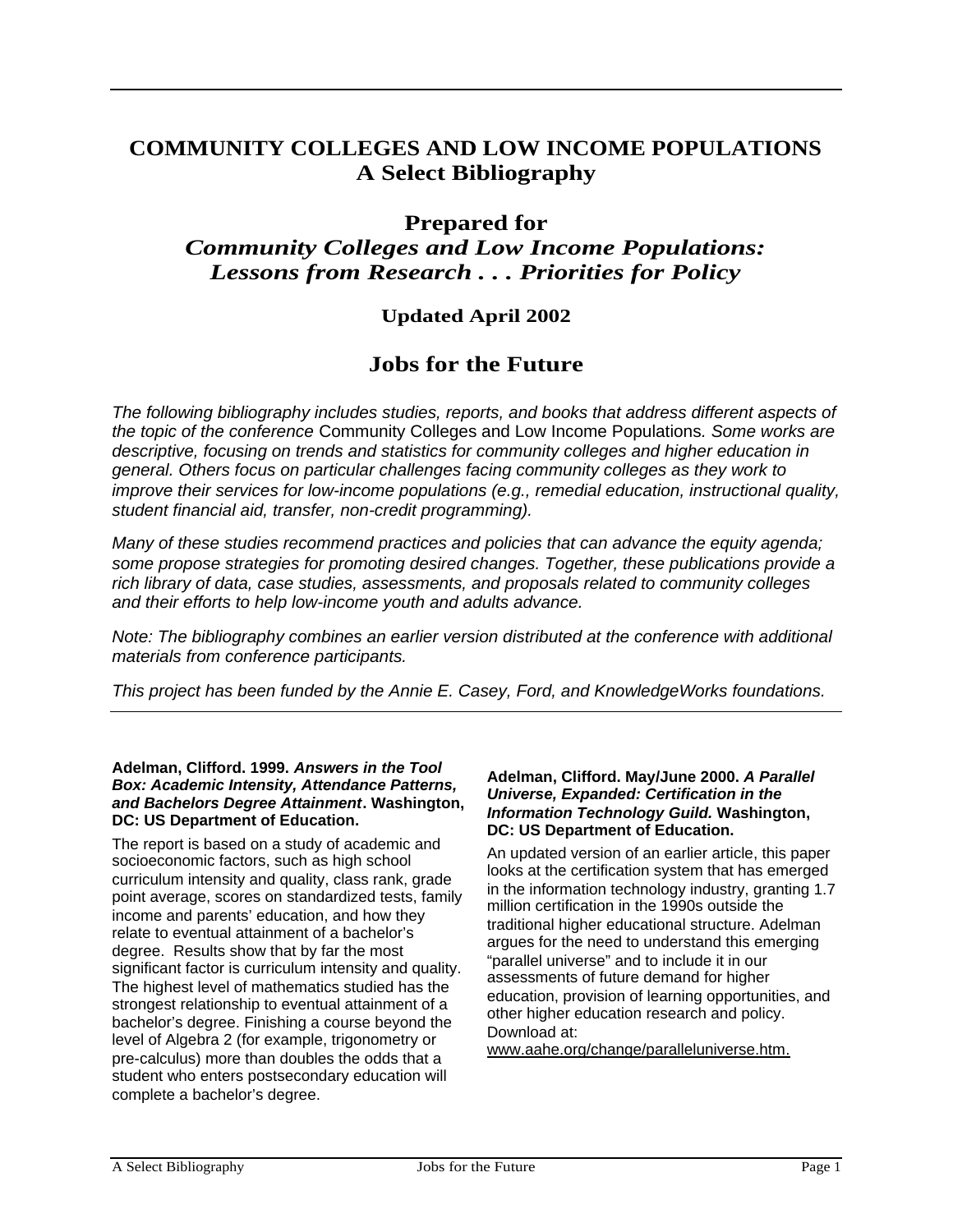# COMMUNITY COLLEGES AND LOW INCOME POPULATIONS
## A Select Bibliography

## Prepared for
## *Community Colleges and Low Income Populations: Lessons from Research . . . Priorities for Policy*

### Updated April 2002

## Jobs for the Future

*The following bibliography includes studies, reports, and books that address different aspects of the topic of the conference* Community Colleges and Low Income Populations*. Some works are descriptive, focusing on trends and statistics for community colleges and higher education in general. Others focus on particular challenges facing community colleges as they work to improve their services for low-income populations (e.g., remedial education, instructional quality, student financial aid, transfer, non-credit programming).*

*Many of these studies recommend practices and policies that can advance the equity agenda; some propose strategies for promoting desired changes. Together, these publications provide a rich library of data, case studies, assessments, and proposals related to community colleges and their efforts to help low-income youth and adults advance.*

*Note: The bibliography combines an earlier version distributed at the conference with additional materials from conference participants.*

*This project has been funded by the Annie E. Casey, Ford, and KnowledgeWorks foundations.*

---

**Adelman, Clifford. 1999. *Answers in the Tool Box: Academic Intensity, Attendance Patterns, and Bachelors Degree Attainment*. Washington, DC: US Department of Education.**

The report is based on a study of academic and socioeconomic factors, such as high school curriculum intensity and quality, class rank, grade point average, scores on standardized tests, family income and parents' education, and how they relate to eventual attainment of a bachelor's degree. Results show that by far the most significant factor is curriculum intensity and quality. The highest level of mathematics studied has the strongest relationship to eventual attainment of a bachelor's degree. Finishing a course beyond the level of Algebra 2 (for example, trigonometry or pre-calculus) more than doubles the odds that a student who enters postsecondary education will complete a bachelor's degree.

**Adelman, Clifford. May/June 2000. *A Parallel Universe, Expanded: Certification in the Information Technology Guild*. Washington, DC: US Department of Education.**

An updated version of an earlier article, this paper looks at the certification system that has emerged in the information technology industry, granting 1.7 million certification in the 1990s outside the traditional higher educational structure. Adelman argues for the need to understand this emerging "parallel universe" and to include it in our assessments of future demand for higher education, provision of learning opportunities, and other higher education research and policy. Download at: www.aahe.org/change/paralleluniverse.htm.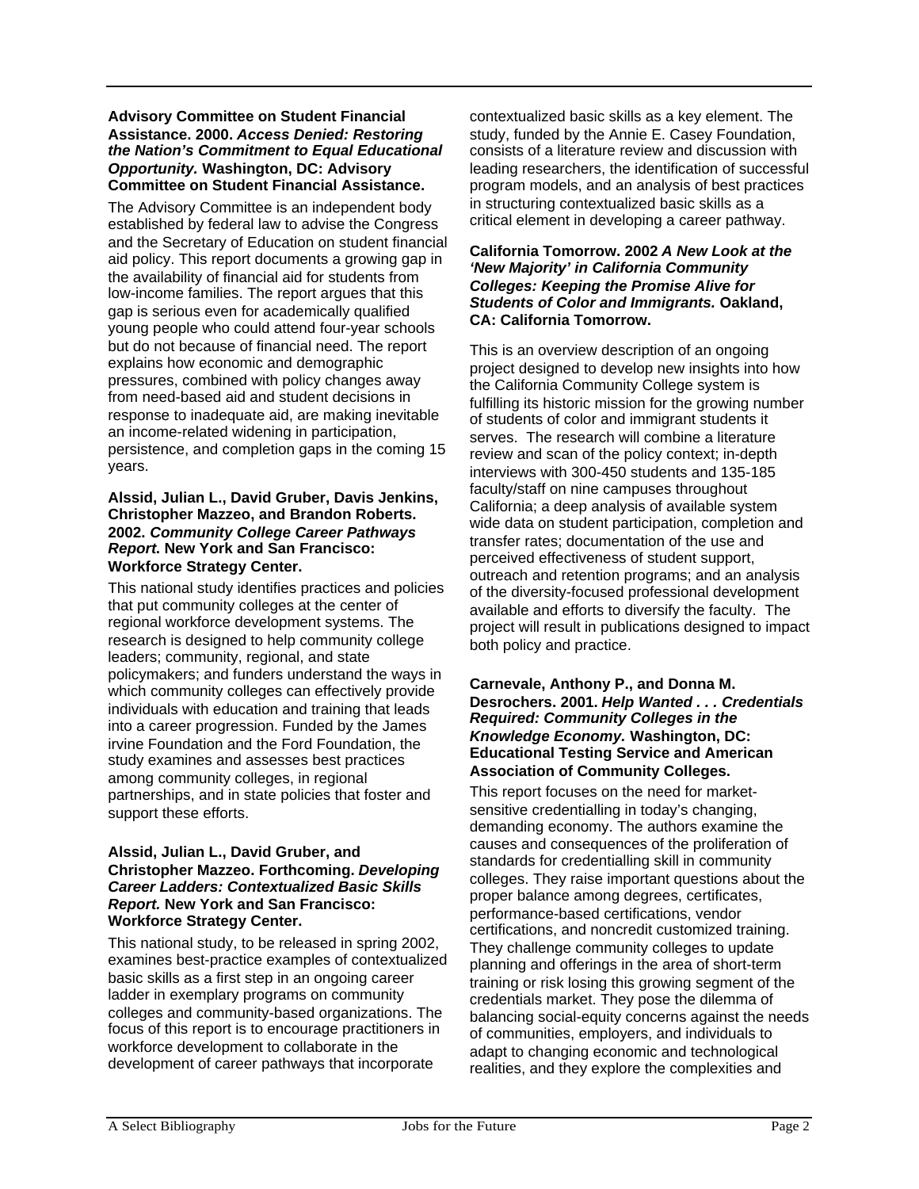**Advisory Committee on Student Financial Assistance. 2000. *Access Denied: Restoring the Nation's Commitment to Equal Educational Opportunity.* Washington, DC: Advisory Committee on Student Financial Assistance.**

The Advisory Committee is an independent body established by federal law to advise the Congress and the Secretary of Education on student financial aid policy. This report documents a growing gap in the availability of financial aid for students from low-income families. The report argues that this gap is serious even for academically qualified young people who could attend four-year schools but do not because of financial need. The report explains how economic and demographic pressures, combined with policy changes away from need-based aid and student decisions in response to inadequate aid, are making inevitable an income-related widening in participation, persistence, and completion gaps in the coming 15 years.

**Alssid, Julian L., David Gruber, Davis Jenkins, Christopher Mazzeo, and Brandon Roberts. 2002. *Community College Career Pathways Report*. New York and San Francisco: Workforce Strategy Center.**

This national study identifies practices and policies that put community colleges at the center of regional workforce development systems. The research is designed to help community college leaders; community, regional, and state policymakers; and funders understand the ways in which community colleges can effectively provide individuals with education and training that leads into a career progression. Funded by the James irvine Foundation and the Ford Foundation, the study examines and assesses best practices among community colleges, in regional partnerships, and in state policies that foster and support these efforts.

**Alssid, Julian L., David Gruber, and Christopher Mazzeo. Forthcoming. *Developing Career Ladders: Contextualized Basic Skills Report.* New York and San Francisco: Workforce Strategy Center.**

This national study, to be released in spring 2002, examines best-practice examples of contextualized basic skills as a first step in an ongoing career ladder in exemplary programs on community colleges and community-based organizations. The focus of this report is to encourage practitioners in workforce development to collaborate in the development of career pathways that incorporate contextualized basic skills as a key element. The study, funded by the Annie E. Casey Foundation, consists of a literature review and discussion with leading researchers, the identification of successful program models, and an analysis of best practices in structuring contextualized basic skills as a critical element in developing a career pathway.

**California Tomorrow. 2002 *A New Look at the 'New Majority' in California Community Colleges: Keeping the Promise Alive for Students of Color and Immigrants.* Oakland, CA: California Tomorrow.**

This is an overview description of an ongoing project designed to develop new insights into how the California Community College system is fulfilling its historic mission for the growing number of students of color and immigrant students it serves. The research will combine a literature review and scan of the policy context; in-depth interviews with 300-450 students and 135-185 faculty/staff on nine campuses throughout California; a deep analysis of available system wide data on student participation, completion and transfer rates; documentation of the use and perceived effectiveness of student support, outreach and retention programs; and an analysis of the diversity-focused professional development available and efforts to diversify the faculty. The project will result in publications designed to impact both policy and practice.

**Carnevale, Anthony P., and Donna M. Desrochers. 2001. *Help Wanted . . . Credentials Required: Community Colleges in the Knowledge Economy.* Washington, DC: Educational Testing Service and American Association of Community Colleges.**

This report focuses on the need for market-sensitive credentialling in today's changing, demanding economy. The authors examine the causes and consequences of the proliferation of standards for credentialling skill in community colleges. They raise important questions about the proper balance among degrees, certificates, performance-based certifications, vendor certifications, and noncredit customized training. They challenge community colleges to update planning and offerings in the area of short-term training or risk losing this growing segment of the credentials market. They pose the dilemma of balancing social-equity concerns against the needs of communities, employers, and individuals to adapt to changing economic and technological realities, and they explore the complexities and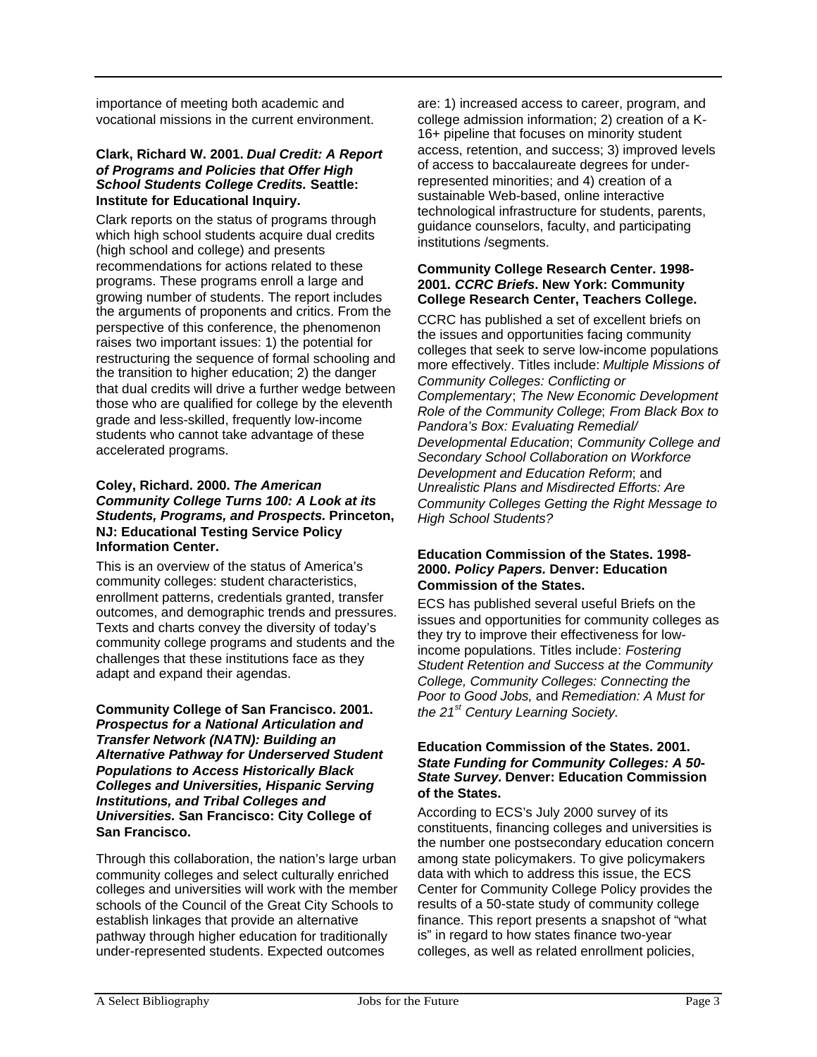importance of meeting both academic and vocational missions in the current environment.

**Clark, Richard W. 2001. *Dual Credit: A Report of Programs and Policies that Offer High School Students College Credits.* Seattle: Institute for Educational Inquiry.**

Clark reports on the status of programs through which high school students acquire dual credits (high school and college) and presents recommendations for actions related to these programs. These programs enroll a large and growing number of students. The report includes the arguments of proponents and critics. From the perspective of this conference, the phenomenon raises two important issues: 1) the potential for restructuring the sequence of formal schooling and the transition to higher education; 2) the danger that dual credits will drive a further wedge between those who are qualified for college by the eleventh grade and less-skilled, frequently low-income students who cannot take advantage of these accelerated programs.

**Coley, Richard. 2000. *The American Community College Turns 100: A Look at its Students, Programs, and Prospects.* Princeton, NJ: Educational Testing Service Policy Information Center.**

This is an overview of the status of America's community colleges: student characteristics, enrollment patterns, credentials granted, transfer outcomes, and demographic trends and pressures. Texts and charts convey the diversity of today's community college programs and students and the challenges that these institutions face as they adapt and expand their agendas.

**Community College of San Francisco. 2001. *Prospectus for a National Articulation and Transfer Network (NATN): Building an Alternative Pathway for Underserved Student Populations to Access Historically Black Colleges and Universities, Hispanic Serving Institutions, and Tribal Colleges and Universities.* San Francisco: City College of San Francisco.**

Through this collaboration, the nation's large urban community colleges and select culturally enriched colleges and universities will work with the member schools of the Council of the Great City Schools to establish linkages that provide an alternative pathway through higher education for traditionally under-represented students. Expected outcomes are: 1) increased access to career, program, and college admission information; 2) creation of a K-16+ pipeline that focuses on minority student access, retention, and success; 3) improved levels of access to baccalaureate degrees for under-represented minorities; and 4) creation of a sustainable Web-based, online interactive technological infrastructure for students, parents, guidance counselors, faculty, and participating institutions /segments.

**Community College Research Center. 1998-2001. *CCRC Briefs*. New York: Community College Research Center, Teachers College.**

CCRC has published a set of excellent briefs on the issues and opportunities facing community colleges that seek to serve low-income populations more effectively. Titles include: *Multiple Missions of Community Colleges: Conflicting or Complementary*; *The New Economic Development Role of the Community College*; *From Black Box to Pandora's Box: Evaluating Remedial/ Developmental Education*; *Community College and Secondary School Collaboration on Workforce Development and Education Reform*; and *Unrealistic Plans and Misdirected Efforts: Are Community Colleges Getting the Right Message to High School Students?*

**Education Commission of the States. 1998-2000. *Policy Papers.* Denver: Education Commission of the States.**

ECS has published several useful Briefs on the issues and opportunities for community colleges as they try to improve their effectiveness for low-income populations. Titles include: *Fostering Student Retention and Success at the Community College, Community Colleges: Connecting the Poor to Good Jobs,* and *Remediation: A Must for the 21st Century Learning Society.*

**Education Commission of the States. 2001. *State Funding for Community Colleges: A 50-State Survey.* Denver: Education Commission of the States.**

According to ECS's July 2000 survey of its constituents, financing colleges and universities is the number one postsecondary education concern among state policymakers. To give policymakers data with which to address this issue, the ECS Center for Community College Policy provides the results of a 50-state study of community college finance. This report presents a snapshot of "what is" in regard to how states finance two-year colleges, as well as related enrollment policies,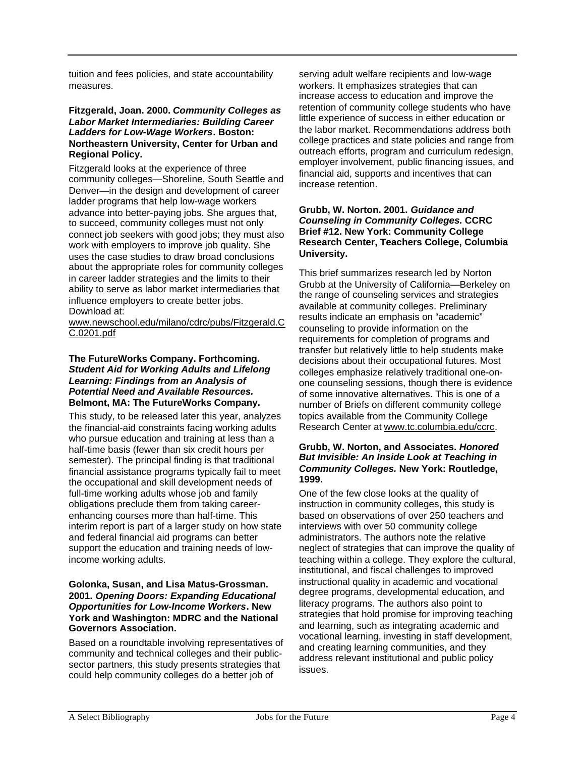tuition and fees policies, and state accountability measures.

**Fitzgerald, Joan. 2000. *Community Colleges as Labor Market Intermediaries: Building Career Ladders for Low-Wage Workers*. Boston: Northeastern University, Center for Urban and Regional Policy.**

Fitzgerald looks at the experience of three community colleges—Shoreline, South Seattle and Denver—in the design and development of career ladder programs that help low-wage workers advance into better-paying jobs. She argues that, to succeed, community colleges must not only connect job seekers with good jobs; they must also work with employers to improve job quality. She uses the case studies to draw broad conclusions about the appropriate roles for community colleges in career ladder strategies and the limits to their ability to serve as labor market intermediaries that influence employers to create better jobs. Download at: www.newschool.edu/milano/cdrc/pubs/Fitzgerald.CC.0201.pdf

**The FutureWorks Company. Forthcoming. *Student Aid for Working Adults and Lifelong Learning: Findings from an Analysis of Potential Need and Available Resources.* Belmont, MA: The FutureWorks Company.**

This study, to be released later this year, analyzes the financial-aid constraints facing working adults who pursue education and training at less than a half-time basis (fewer than six credit hours per semester). The principal finding is that traditional financial assistance programs typically fail to meet the occupational and skill development needs of full-time working adults whose job and family obligations preclude them from taking career-enhancing courses more than half-time. This interim report is part of a larger study on how state and federal financial aid programs can better support the education and training needs of low-income working adults.

**Golonka, Susan, and Lisa Matus-Grossman. 2001. *Opening Doors: Expanding Educational Opportunities for Low-Income Workers*. New York and Washington: MDRC and the National Governors Association.**

Based on a roundtable involving representatives of community and technical colleges and their public-sector partners, this study presents strategies that could help community colleges do a better job of serving adult welfare recipients and low-wage workers. It emphasizes strategies that can increase access to education and improve the retention of community college students who have little experience of success in either education or the labor market. Recommendations address both college practices and state policies and range from outreach efforts, program and curriculum redesign, employer involvement, public financing issues, and financial aid, supports and incentives that can increase retention.

**Grubb, W. Norton. 2001. *Guidance and Counseling in Community Colleges.* CCRC Brief #12. New York: Community College Research Center, Teachers College, Columbia University.**

This brief summarizes research led by Norton Grubb at the University of California—Berkeley on the range of counseling services and strategies available at community colleges. Preliminary results indicate an emphasis on "academic" counseling to provide information on the requirements for completion of programs and transfer but relatively little to help students make decisions about their occupational futures. Most colleges emphasize relatively traditional one-on-one counseling sessions, though there is evidence of some innovative alternatives. This is one of a number of Briefs on different community college topics available from the Community College Research Center at www.tc.columbia.edu/ccrc.

**Grubb, W. Norton, and Associates. *Honored But Invisible: An Inside Look at Teaching in Community Colleges.* New York: Routledge, 1999.**

One of the few close looks at the quality of instruction in community colleges, this study is based on observations of over 250 teachers and interviews with over 50 community college administrators. The authors note the relative neglect of strategies that can improve the quality of teaching within a college. They explore the cultural, institutional, and fiscal challenges to improved instructional quality in academic and vocational degree programs, developmental education, and literacy programs. The authors also point to strategies that hold promise for improving teaching and learning, such as integrating academic and vocational learning, investing in staff development, and creating learning communities, and they address relevant institutional and public policy issues.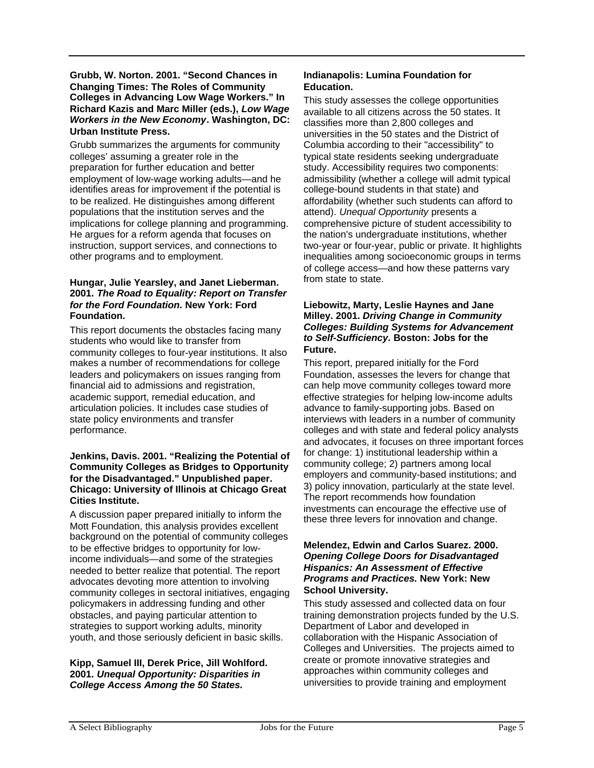**Grubb, W. Norton. 2001. "Second Chances in Changing Times: The Roles of Community Colleges in Advancing Low Wage Workers." In Richard Kazis and Marc Miller (eds.), *Low Wage Workers in the New Economy*. Washington, DC: Urban Institute Press.**

Grubb summarizes the arguments for community colleges' assuming a greater role in the preparation for further education and better employment of low-wage working adults—and he identifies areas for improvement if the potential is to be realized. He distinguishes among different populations that the institution serves and the implications for college planning and programming. He argues for a reform agenda that focuses on instruction, support services, and connections to other programs and to employment.

**Hungar, Julie Yearsley, and Janet Lieberman. 2001. *The Road to Equality: Report on Transfer for the Ford Foundation.* New York: Ford Foundation.**

This report documents the obstacles facing many students who would like to transfer from community colleges to four-year institutions. It also makes a number of recommendations for college leaders and policymakers on issues ranging from financial aid to admissions and registration, academic support, remedial education, and articulation policies. It includes case studies of state policy environments and transfer performance.

**Jenkins, Davis. 2001. "Realizing the Potential of Community Colleges as Bridges to Opportunity for the Disadvantaged." Unpublished paper. Chicago: University of Illinois at Chicago Great Cities Institute.**

A discussion paper prepared initially to inform the Mott Foundation, this analysis provides excellent background on the potential of community colleges to be effective bridges to opportunity for low-income individuals—and some of the strategies needed to better realize that potential. The report advocates devoting more attention to involving community colleges in sectoral initiatives, engaging policymakers in addressing funding and other obstacles, and paying particular attention to strategies to support working adults, minority youth, and those seriously deficient in basic skills.

**Kipp, Samuel III, Derek Price, Jill Wohlford. 2001. *Unequal Opportunity: Disparities in College Access Among the 50 States.* Indianapolis: Lumina Foundation for Education.**

This study assesses the college opportunities available to all citizens across the 50 states. It classifies more than 2,800 colleges and universities in the 50 states and the District of Columbia according to their "accessibility" to typical state residents seeking undergraduate study. Accessibility requires two components: admissibility (whether a college will admit typical college-bound students in that state) and affordability (whether such students can afford to attend). *Unequal Opportunity* presents a comprehensive picture of student accessibility to the nation's undergraduate institutions, whether two-year or four-year, public or private. It highlights inequalities among socioeconomic groups in terms of college access—and how these patterns vary from state to state.

**Liebowitz, Marty, Leslie Haynes and Jane Milley. 2001. *Driving Change in Community Colleges: Building Systems for Advancement to Self-Sufficiency.* Boston: Jobs for the Future.**

This report, prepared initially for the Ford Foundation, assesses the levers for change that can help move community colleges toward more effective strategies for helping low-income adults advance to family-supporting jobs. Based on interviews with leaders in a number of community colleges and with state and federal policy analysts and advocates, it focuses on three important forces for change: 1) institutional leadership within a community college; 2) partners among local employers and community-based institutions; and 3) policy innovation, particularly at the state level. The report recommends how foundation investments can encourage the effective use of these three levers for innovation and change.

**Melendez, Edwin and Carlos Suarez. 2000. *Opening College Doors for Disadvantaged Hispanics: An Assessment of Effective Programs and Practices.* New York: New School University.**

This study assessed and collected data on four training demonstration projects funded by the U.S. Department of Labor and developed in collaboration with the Hispanic Association of Colleges and Universities. The projects aimed to create or promote innovative strategies and approaches within community colleges and universities to provide training and employment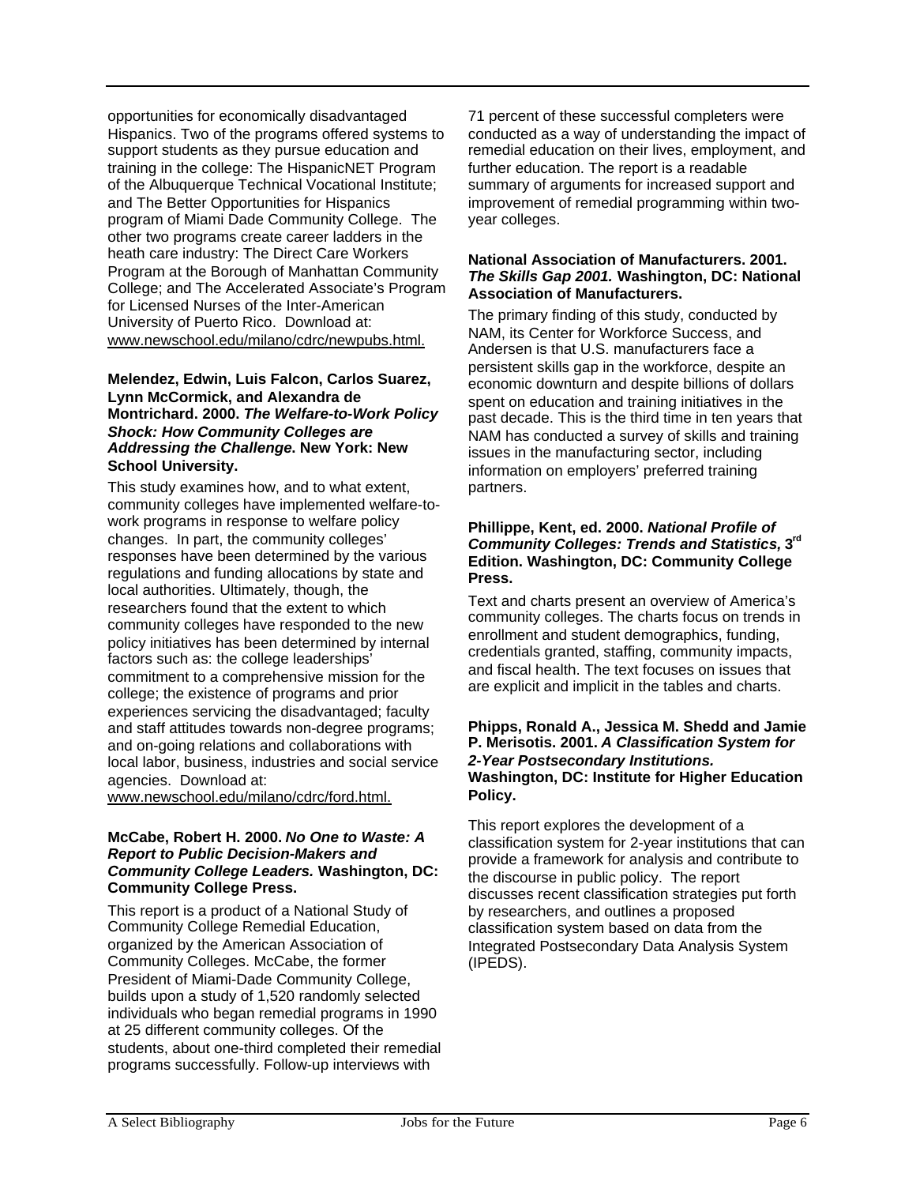opportunities for economically disadvantaged Hispanics. Two of the programs offered systems to support students as they pursue education and training in the college: The HispanicNET Program of the Albuquerque Technical Vocational Institute; and The Better Opportunities for Hispanics program of Miami Dade Community College. The other two programs create career ladders in the heath care industry: The Direct Care Workers Program at the Borough of Manhattan Community College; and The Accelerated Associate's Program for Licensed Nurses of the Inter-American University of Puerto Rico. Download at: www.newschool.edu/milano/cdrc/newpubs.html.

**Melendez, Edwin, Luis Falcon, Carlos Suarez, Lynn McCormick, and Alexandra de Montrichard. 2000. *The Welfare-to-Work Policy Shock: How Community Colleges are Addressing the Challenge*. New York: New School University.**

This study examines how, and to what extent, community colleges have implemented welfare-to-work programs in response to welfare policy changes. In part, the community colleges' responses have been determined by the various regulations and funding allocations by state and local authorities. Ultimately, though, the researchers found that the extent to which community colleges have responded to the new policy initiatives has been determined by internal factors such as: the college leaderships' commitment to a comprehensive mission for the college; the existence of programs and prior experiences servicing the disadvantaged; faculty and staff attitudes towards non-degree programs; and on-going relations and collaborations with local labor, business, industries and social service agencies. Download at: www.newschool.edu/milano/cdrc/ford.html.

**McCabe, Robert H. 2000. *No One to Waste: A Report to Public Decision-Makers and Community College Leaders.* Washington, DC: Community College Press.**

This report is a product of a National Study of Community College Remedial Education, organized by the American Association of Community Colleges. McCabe, the former President of Miami-Dade Community College, builds upon a study of 1,520 randomly selected individuals who began remedial programs in 1990 at 25 different community colleges. Of the students, about one-third completed their remedial programs successfully. Follow-up interviews with 71 percent of these successful completers were conducted as a way of understanding the impact of remedial education on their lives, employment, and further education. The report is a readable summary of arguments for increased support and improvement of remedial programming within two-year colleges.

**National Association of Manufacturers. 2001. *The Skills Gap 2001.* Washington, DC: National Association of Manufacturers.**

The primary finding of this study, conducted by NAM, its Center for Workforce Success, and Andersen is that U.S. manufacturers face a persistent skills gap in the workforce, despite an economic downturn and despite billions of dollars spent on education and training initiatives in the past decade. This is the third time in ten years that NAM has conducted a survey of skills and training issues in the manufacturing sector, including information on employers' preferred training partners.

**Phillippe, Kent, ed. 2000. *National Profile of Community Colleges: Trends and Statistics,* 3rd Edition. Washington, DC: Community College Press.**

Text and charts present an overview of America's community colleges. The charts focus on trends in enrollment and student demographics, funding, credentials granted, staffing, community impacts, and fiscal health. The text focuses on issues that are explicit and implicit in the tables and charts.

**Phipps, Ronald A., Jessica M. Shedd and Jamie P. Merisotis. 2001. *A Classification System for 2-Year Postsecondary Institutions.* Washington, DC: Institute for Higher Education Policy.**

This report explores the development of a classification system for 2-year institutions that can provide a framework for analysis and contribute to the discourse in public policy. The report discusses recent classification strategies put forth by researchers, and outlines a proposed classification system based on data from the Integrated Postsecondary Data Analysis System (IPEDS).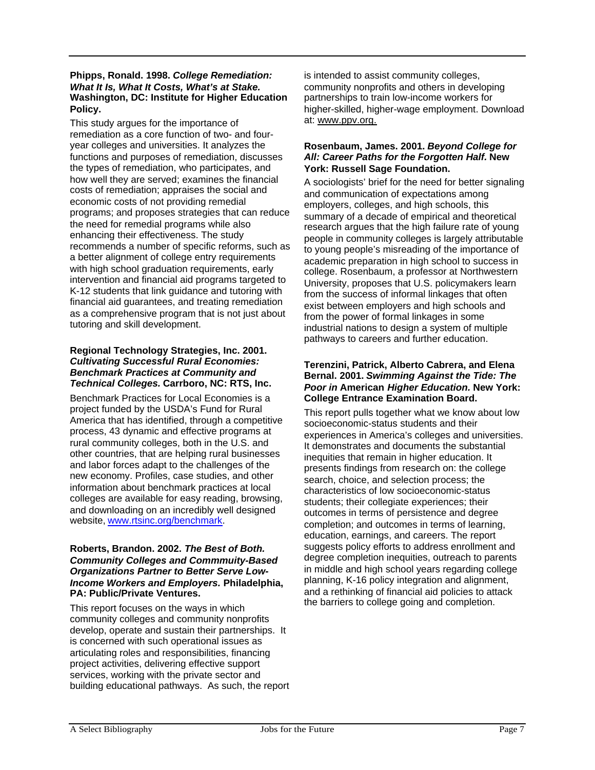**Phipps, Ronald. 1998. *College Remediation: What It Is, What It Costs, What's at Stake.* Washington, DC: Institute for Higher Education Policy.**

This study argues for the importance of remediation as a core function of two- and four-year colleges and universities. It analyzes the functions and purposes of remediation, discusses the types of remediation, who participates, and how well they are served; examines the financial costs of remediation; appraises the social and economic costs of not providing remedial programs; and proposes strategies that can reduce the need for remedial programs while also enhancing their effectiveness. The study recommends a number of specific reforms, such as a better alignment of college entry requirements with high school graduation requirements, early intervention and financial aid programs targeted to K-12 students that link guidance and tutoring with financial aid guarantees, and treating remediation as a comprehensive program that is not just about tutoring and skill development.

**Regional Technology Strategies, Inc. 2001. *Cultivating Successful Rural Economies: Benchmark Practices at Community and Technical Colleges.* Carrboro, NC: RTS, Inc.**

Benchmark Practices for Local Economies is a project funded by the USDA's Fund for Rural America that has identified, through a competitive process, 43 dynamic and effective programs at rural community colleges, both in the U.S. and other countries, that are helping rural businesses and labor forces adapt to the challenges of the new economy. Profiles, case studies, and other information about benchmark practices at local colleges are available for easy reading, browsing, and downloading on an incredibly well designed website, www.rtsinc.org/benchmark.

**Roberts, Brandon. 2002. *The Best of Both. Community Colleges and Commmunity-Based Organizations Partner to Better Serve Low-Income Workers and Employers.* Philadelphia, PA: Public/Private Ventures.**

This report focuses on the ways in which community colleges and community nonprofits develop, operate and sustain their partnerships. It is concerned with such operational issues as articulating roles and responsibilities, financing project activities, delivering effective support services, working with the private sector and building educational pathways. As such, the report is intended to assist community colleges, community nonprofits and others in developing partnerships to train low-income workers for higher-skilled, higher-wage employment. Download at: www.ppv.org.

**Rosenbaum, James. 2001. *Beyond College for All: Career Paths for the Forgotten Half.* New York: Russell Sage Foundation.**

A sociologists' brief for the need for better signaling and communication of expectations among employers, colleges, and high schools, this summary of a decade of empirical and theoretical research argues that the high failure rate of young people in community colleges is largely attributable to young people's misreading of the importance of academic preparation in high school to success in college. Rosenbaum, a professor at Northwestern University, proposes that U.S. policymakers learn from the success of informal linkages that often exist between employers and high schools and from the power of formal linkages in some industrial nations to design a system of multiple pathways to careers and further education.

**Terenzini, Patrick, Alberto Cabrera, and Elena Bernal. 2001. *Swimming Against the Tide: The Poor in* American *Higher Education.* New York: College Entrance Examination Board.**

This report pulls together what we know about low socioeconomic-status students and their experiences in America's colleges and universities. It demonstrates and documents the substantial inequities that remain in higher education. It presents findings from research on: the college search, choice, and selection process; the characteristics of low socioeconomic-status students; their collegiate experiences; their outcomes in terms of persistence and degree completion; and outcomes in terms of learning, education, earnings, and careers. The report suggests policy efforts to address enrollment and degree completion inequities, outreach to parents in middle and high school years regarding college planning, K-16 policy integration and alignment, and a rethinking of financial aid policies to attack the barriers to college going and completion.